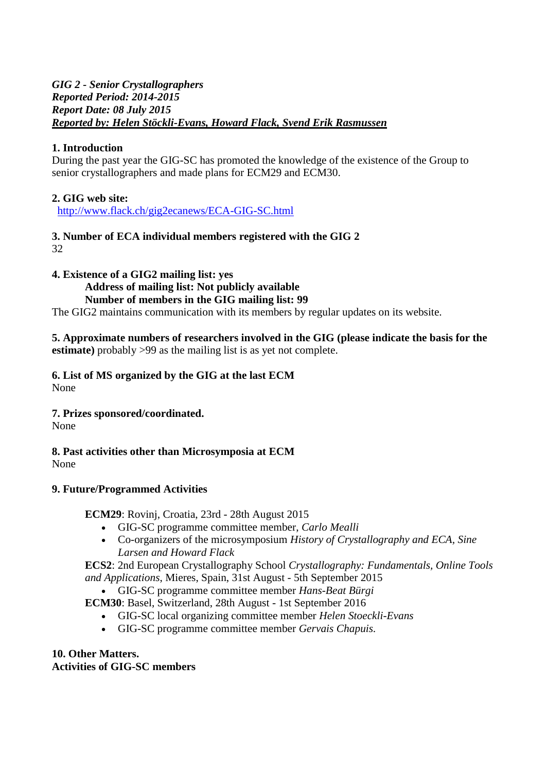*GIG 2 - Senior Crystallographers*
*Reported Period: 2014-2015*
*Report Date: 08 July 2015*
*Reported by: Helen Stöckli-Evans, Howard Flack, Svend Erik Rasmussen*

**1. Introduction**

During the past year the GIG-SC has promoted the knowledge of the existence of the Group to senior crystallographers and made plans for ECM29 and ECM30.

**2. GIG web site:**

http://www.flack.ch/gig2ecanews/ECA-GIG-SC.html

**3. Number of ECA individual members registered with the GIG 2**

32

**4. Existence of a GIG2 mailing list: yes**

**Address of mailing list: Not publicly available**

**Number of members in the GIG mailing list: 99**

The GIG2 maintains communication with its members by regular updates on its website.

**5. Approximate numbers of researchers involved in the GIG (please indicate the basis for the estimate)** probably >99 as the mailing list is as yet not complete.

**6. List of MS organized by the GIG at the last ECM**

None

**7. Prizes sponsored/coordinated.**

None

**8. Past activities other than Microsymposia at ECM**

None

**9. Future/Programmed Activities**

**ECM29**: Rovinj, Croatia, 23rd - 28th August 2015

- GIG-SC programme committee member, *Carlo Mealli*
- Co-organizers of the microsymposium *History of Crystallography and ECA, Sine Larsen and Howard Flack*

**ECS2**: 2nd European Crystallography School *Crystallography: Fundamentals, Online Tools and Applications*, Mieres, Spain, 31st August - 5th September 2015

- GIG-SC programme committee member *Hans-Beat Bürgi*

**ECM30**: Basel, Switzerland, 28th August - 1st September 2016

- GIG-SC local organizing committee member *Helen Stoeckli-Evans*
- GIG-SC programme committee member *Gervais Chapuis.*

**10. Other Matters.**

**Activities of GIG-SC members**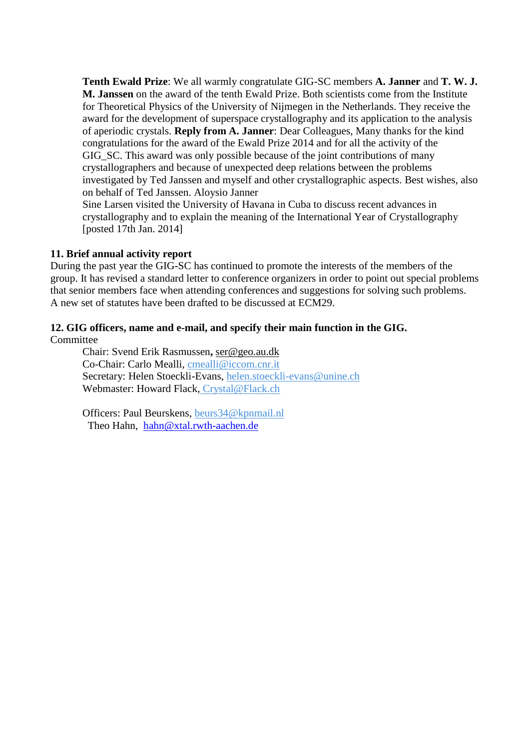**Tenth Ewald Prize**: We all warmly congratulate GIG-SC members **A. Janner** and **T. W. J. M. Janssen** on the award of the tenth Ewald Prize. Both scientists come from the Institute for Theoretical Physics of the University of Nijmegen in the Netherlands. They receive the award for the development of superspace crystallography and its application to the analysis of aperiodic crystals. **Reply from A. Janner**: Dear Colleagues, Many thanks for the kind congratulations for the award of the Ewald Prize 2014 and for all the activity of the GIG_SC. This award was only possible because of the joint contributions of many crystallographers and because of unexpected deep relations between the problems investigated by Ted Janssen and myself and other crystallographic aspects. Best wishes, also on behalf of Ted Janssen. Aloysio Janner

Sine Larsen visited the University of Havana in Cuba to discuss recent advances in crystallography and to explain the meaning of the International Year of Crystallography [posted 17th Jan. 2014]

**11. Brief annual activity report**

During the past year the GIG-SC has continued to promote the interests of the members of the group. It has revised a standard letter to conference organizers in order to point out special problems that senior members face when attending conferences and suggestions for solving such problems. A new set of statutes have been drafted to be discussed at ECM29.

**12. GIG officers, name and e-mail, and specify their main function in the GIG.**

Committee

Chair: Svend Erik Rasmussen, ser@geo.au.dk
Co-Chair: Carlo Mealli, cmealli@iccom.cnr.it
Secretary: Helen Stoeckli-Evans, helen.stoeckli-evans@unine.ch
Webmaster: Howard Flack, Crystal@Flack.ch

Officers: Paul Beurskens, beurs34@kpnmail.nl
Theo Hahn, hahn@xtal.rwth-aachen.de